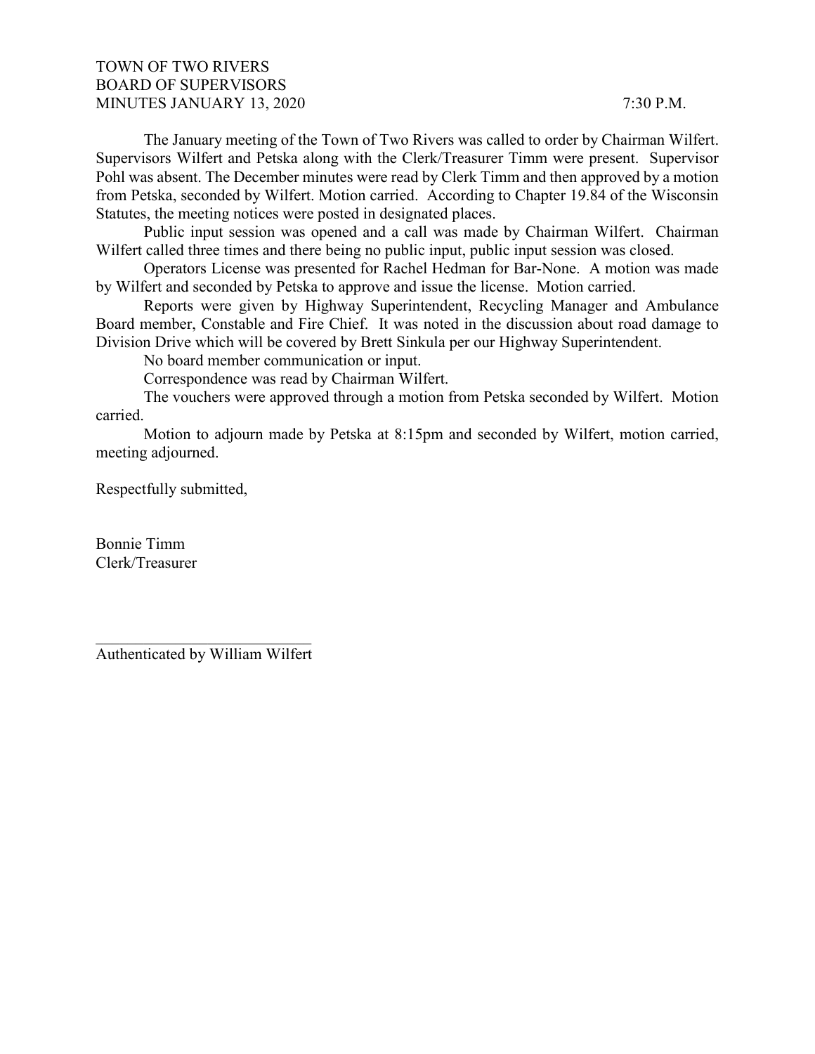TOWN OF TWO RIVERS
BOARD OF SUPERVISORS
MINUTES JANUARY 13, 2020 7:30 P.M.

The January meeting of the Town of Two Rivers was called to order by Chairman Wilfert. Supervisors Wilfert and Petska along with the Clerk/Treasurer Timm were present. Supervisor Pohl was absent. The December minutes were read by Clerk Timm and then approved by a motion from Petska, seconded by Wilfert. Motion carried. According to Chapter 19.84 of the Wisconsin Statutes, the meeting notices were posted in designated places.

Public input session was opened and a call was made by Chairman Wilfert. Chairman Wilfert called three times and there being no public input, public input session was closed.

Operators License was presented for Rachel Hedman for Bar-None. A motion was made by Wilfert and seconded by Petska to approve and issue the license. Motion carried.

Reports were given by Highway Superintendent, Recycling Manager and Ambulance Board member, Constable and Fire Chief. It was noted in the discussion about road damage to Division Drive which will be covered by Brett Sinkula per our Highway Superintendent.

No board member communication or input.

Correspondence was read by Chairman Wilfert.

The vouchers were approved through a motion from Petska seconded by Wilfert. Motion carried.

Motion to adjourn made by Petska at 8:15pm and seconded by Wilfert, motion carried, meeting adjourned.

Respectfully submitted,

Bonnie Timm
Clerk/Treasurer

_____________________________
Authenticated by William Wilfert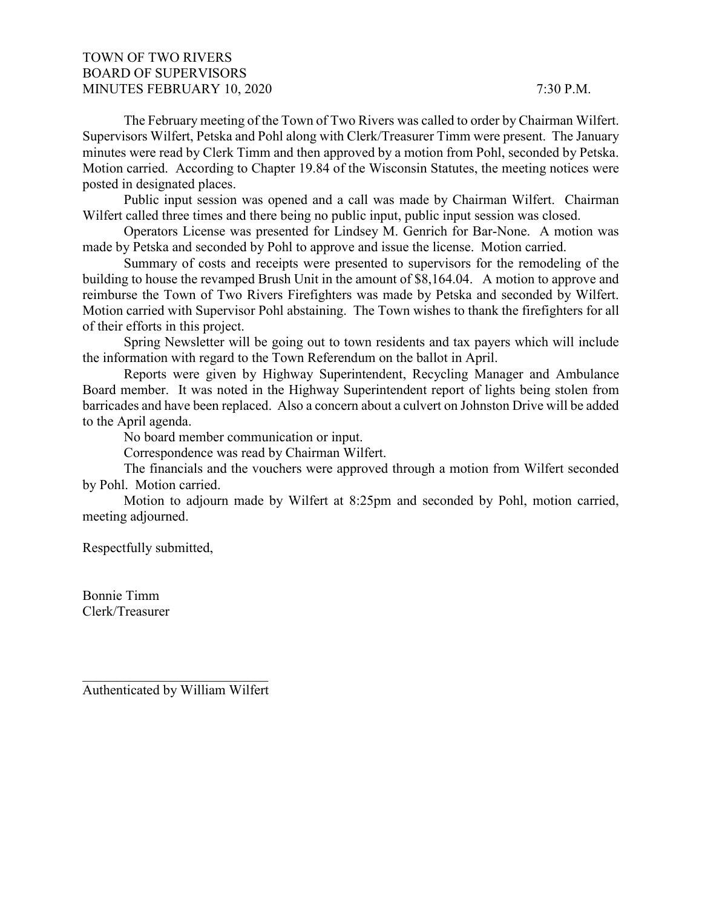TOWN OF TWO RIVERS
BOARD OF SUPERVISORS
MINUTES FEBRUARY 10, 2020 7:30 P.M.

The February meeting of the Town of Two Rivers was called to order by Chairman Wilfert. Supervisors Wilfert, Petska and Pohl along with Clerk/Treasurer Timm were present. The January minutes were read by Clerk Timm and then approved by a motion from Pohl, seconded by Petska. Motion carried. According to Chapter 19.84 of the Wisconsin Statutes, the meeting notices were posted in designated places.

Public input session was opened and a call was made by Chairman Wilfert. Chairman Wilfert called three times and there being no public input, public input session was closed.

Operators License was presented for Lindsey M. Genrich for Bar-None. A motion was made by Petska and seconded by Pohl to approve and issue the license. Motion carried.

Summary of costs and receipts were presented to supervisors for the remodeling of the building to house the revamped Brush Unit in the amount of $8,164.04. A motion to approve and reimburse the Town of Two Rivers Firefighters was made by Petska and seconded by Wilfert. Motion carried with Supervisor Pohl abstaining. The Town wishes to thank the firefighters for all of their efforts in this project.

Spring Newsletter will be going out to town residents and tax payers which will include the information with regard to the Town Referendum on the ballot in April.

Reports were given by Highway Superintendent, Recycling Manager and Ambulance Board member. It was noted in the Highway Superintendent report of lights being stolen from barricades and have been replaced. Also a concern about a culvert on Johnston Drive will be added to the April agenda.

No board member communication or input.

Correspondence was read by Chairman Wilfert.

The financials and the vouchers were approved through a motion from Wilfert seconded by Pohl. Motion carried.

Motion to adjourn made by Wilfert at 8:25pm and seconded by Pohl, motion carried, meeting adjourned.

Respectfully submitted,

Bonnie Timm
Clerk/Treasurer

\_\_\_\_\_\_\_\_\_\_\_\_\_\_\_\_\_\_\_\_\_\_\_\_\_\_\_\_
Authenticated by William Wilfert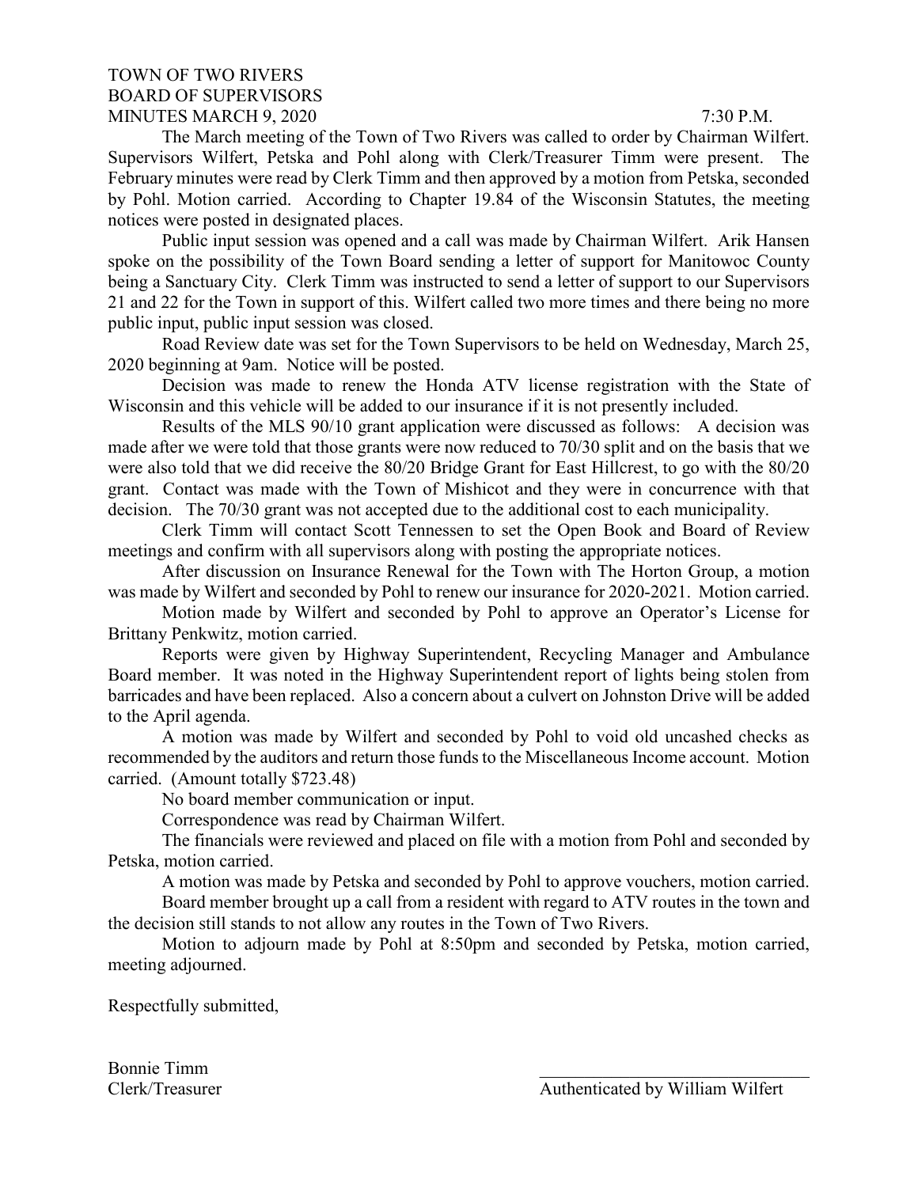TOWN OF TWO RIVERS
BOARD OF SUPERVISORS
MINUTES MARCH 9, 2020 7:30 P.M.

The March meeting of the Town of Two Rivers was called to order by Chairman Wilfert. Supervisors Wilfert, Petska and Pohl along with Clerk/Treasurer Timm were present. The February minutes were read by Clerk Timm and then approved by a motion from Petska, seconded by Pohl. Motion carried. According to Chapter 19.84 of the Wisconsin Statutes, the meeting notices were posted in designated places.

Public input session was opened and a call was made by Chairman Wilfert. Arik Hansen spoke on the possibility of the Town Board sending a letter of support for Manitowoc County being a Sanctuary City. Clerk Timm was instructed to send a letter of support to our Supervisors 21 and 22 for the Town in support of this. Wilfert called two more times and there being no more public input, public input session was closed.

Road Review date was set for the Town Supervisors to be held on Wednesday, March 25, 2020 beginning at 9am. Notice will be posted.

Decision was made to renew the Honda ATV license registration with the State of Wisconsin and this vehicle will be added to our insurance if it is not presently included.

Results of the MLS 90/10 grant application were discussed as follows: A decision was made after we were told that those grants were now reduced to 70/30 split and on the basis that we were also told that we did receive the 80/20 Bridge Grant for East Hillcrest, to go with the 80/20 grant. Contact was made with the Town of Mishicot and they were in concurrence with that decision. The 70/30 grant was not accepted due to the additional cost to each municipality.

Clerk Timm will contact Scott Tennessen to set the Open Book and Board of Review meetings and confirm with all supervisors along with posting the appropriate notices.

After discussion on Insurance Renewal for the Town with The Horton Group, a motion was made by Wilfert and seconded by Pohl to renew our insurance for 2020-2021. Motion carried.

Motion made by Wilfert and seconded by Pohl to approve an Operator's License for Brittany Penkwitz, motion carried.

Reports were given by Highway Superintendent, Recycling Manager and Ambulance Board member. It was noted in the Highway Superintendent report of lights being stolen from barricades and have been replaced. Also a concern about a culvert on Johnston Drive will be added to the April agenda.

A motion was made by Wilfert and seconded by Pohl to void old uncashed checks as recommended by the auditors and return those funds to the Miscellaneous Income account. Motion carried. (Amount totally $723.48)

No board member communication or input.

Correspondence was read by Chairman Wilfert.

The financials were reviewed and placed on file with a motion from Pohl and seconded by Petska, motion carried.

A motion was made by Petska and seconded by Pohl to approve vouchers, motion carried.

Board member brought up a call from a resident with regard to ATV routes in the town and the decision still stands to not allow any routes in the Town of Two Rivers.

Motion to adjourn made by Pohl at 8:50pm and seconded by Petska, motion carried, meeting adjourned.

Respectfully submitted,

Bonnie Timm
Clerk/Treasurer

\_\_\_\_\_\_\_\_\_\_\_\_\_\_\_\_\_\_\_\_\_\_\_\_\_\_\_\_\_\_\_\_
Authenticated by William Wilfert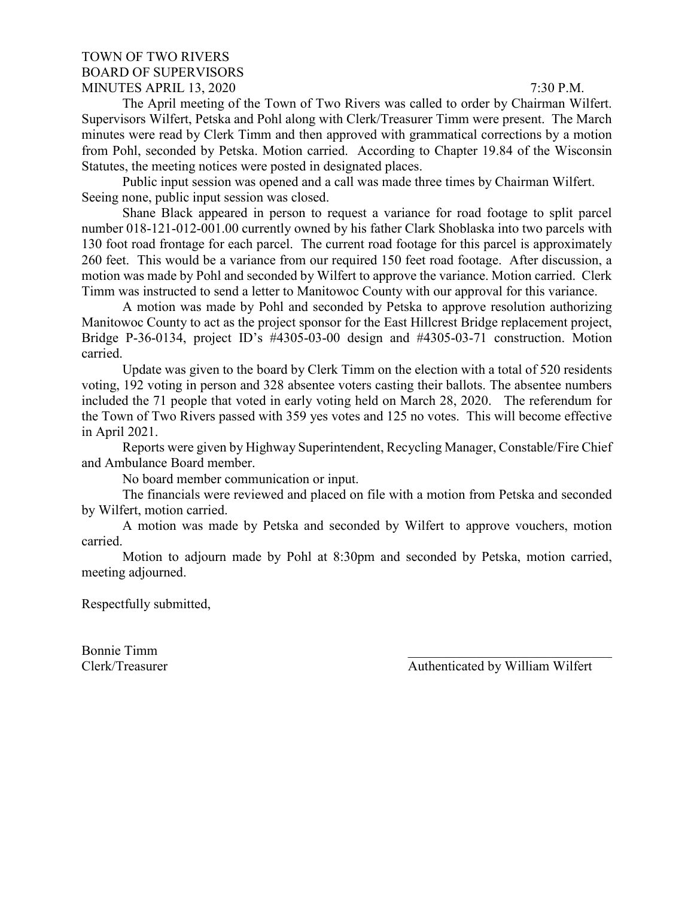TOWN OF TWO RIVERS
BOARD OF SUPERVISORS
MINUTES APRIL 13, 2020 7:30 P.M.

The April meeting of the Town of Two Rivers was called to order by Chairman Wilfert. Supervisors Wilfert, Petska and Pohl along with Clerk/Treasurer Timm were present. The March minutes were read by Clerk Timm and then approved with grammatical corrections by a motion from Pohl, seconded by Petska. Motion carried. According to Chapter 19.84 of the Wisconsin Statutes, the meeting notices were posted in designated places.

Public input session was opened and a call was made three times by Chairman Wilfert. Seeing none, public input session was closed.

Shane Black appeared in person to request a variance for road footage to split parcel number 018-121-012-001.00 currently owned by his father Clark Shoblaska into two parcels with 130 foot road frontage for each parcel. The current road footage for this parcel is approximately 260 feet. This would be a variance from our required 150 feet road footage. After discussion, a motion was made by Pohl and seconded by Wilfert to approve the variance. Motion carried. Clerk Timm was instructed to send a letter to Manitowoc County with our approval for this variance.

A motion was made by Pohl and seconded by Petska to approve resolution authorizing Manitowoc County to act as the project sponsor for the East Hillcrest Bridge replacement project, Bridge P-36-0134, project ID's #4305-03-00 design and #4305-03-71 construction. Motion carried.

Update was given to the board by Clerk Timm on the election with a total of 520 residents voting, 192 voting in person and 328 absentee voters casting their ballots. The absentee numbers included the 71 people that voted in early voting held on March 28, 2020. The referendum for the Town of Two Rivers passed with 359 yes votes and 125 no votes. This will become effective in April 2021.

Reports were given by Highway Superintendent, Recycling Manager, Constable/Fire Chief and Ambulance Board member.

No board member communication or input.

The financials were reviewed and placed on file with a motion from Petska and seconded by Wilfert, motion carried.

A motion was made by Petska and seconded by Wilfert to approve vouchers, motion carried.

Motion to adjourn made by Pohl at 8:30pm and seconded by Petska, motion carried, meeting adjourned.

Respectfully submitted,

Bonnie Timm
Clerk/Treasurer

\_\_\_\_\_\_\_\_\_\_\_\_\_\_\_\_\_\_\_\_\_\_\_\_\_\_\_\_\_\_\_
Authenticated by William Wilfert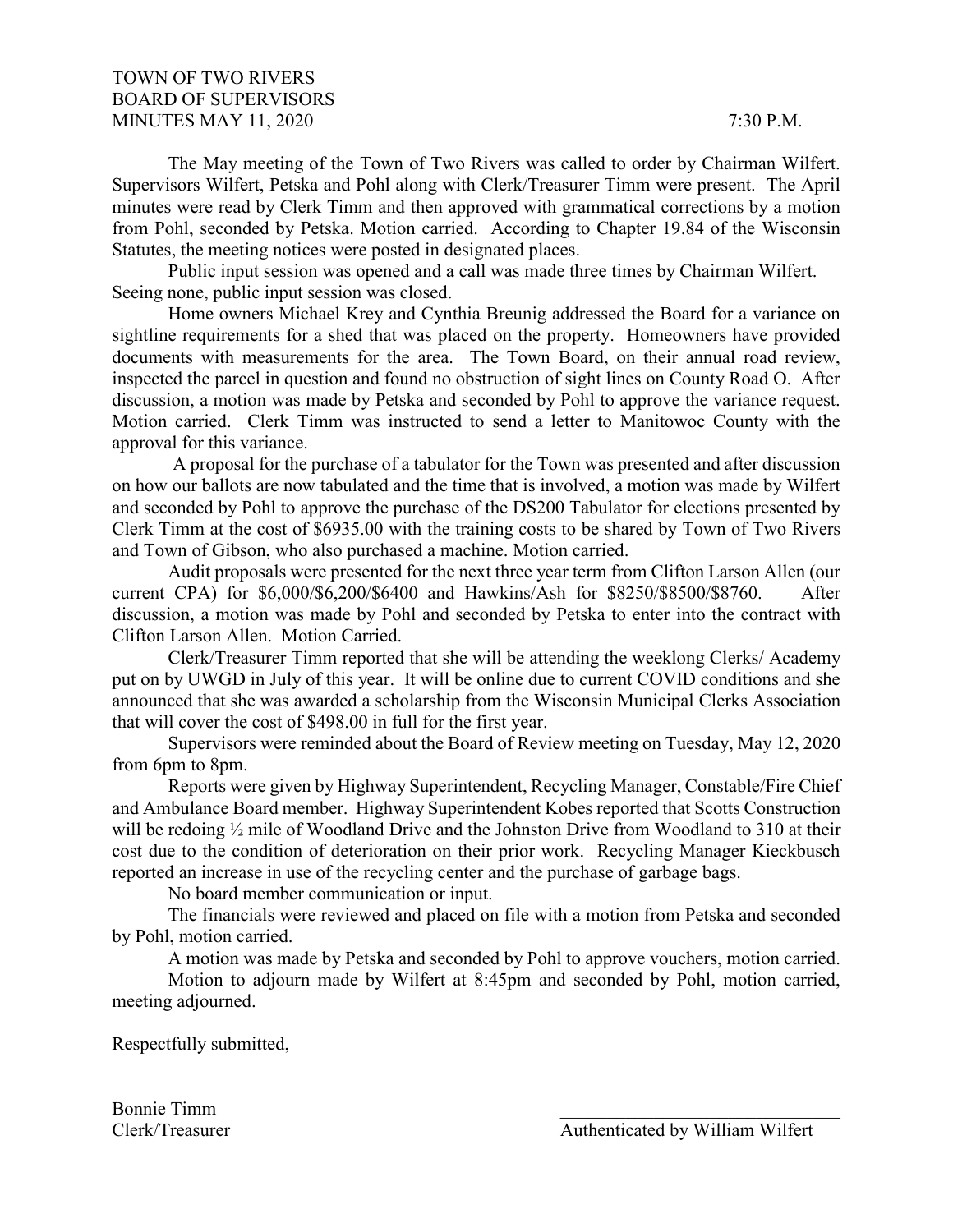TOWN OF TWO RIVERS
BOARD OF SUPERVISORS
MINUTES MAY 11, 2020 7:30 P.M.

The May meeting of the Town of Two Rivers was called to order by Chairman Wilfert. Supervisors Wilfert, Petska and Pohl along with Clerk/Treasurer Timm were present. The April minutes were read by Clerk Timm and then approved with grammatical corrections by a motion from Pohl, seconded by Petska. Motion carried. According to Chapter 19.84 of the Wisconsin Statutes, the meeting notices were posted in designated places.

Public input session was opened and a call was made three times by Chairman Wilfert. Seeing none, public input session was closed.

Home owners Michael Krey and Cynthia Breunig addressed the Board for a variance on sightline requirements for a shed that was placed on the property. Homeowners have provided documents with measurements for the area. The Town Board, on their annual road review, inspected the parcel in question and found no obstruction of sight lines on County Road O. After discussion, a motion was made by Petska and seconded by Pohl to approve the variance request. Motion carried. Clerk Timm was instructed to send a letter to Manitowoc County with the approval for this variance.

A proposal for the purchase of a tabulator for the Town was presented and after discussion on how our ballots are now tabulated and the time that is involved, a motion was made by Wilfert and seconded by Pohl to approve the purchase of the DS200 Tabulator for elections presented by Clerk Timm at the cost of $6935.00 with the training costs to be shared by Town of Two Rivers and Town of Gibson, who also purchased a machine. Motion carried.

Audit proposals were presented for the next three year term from Clifton Larson Allen (our current CPA) for $6,000/$6,200/$6400 and Hawkins/Ash for $8250/$8500/$8760. After discussion, a motion was made by Pohl and seconded by Petska to enter into the contract with Clifton Larson Allen. Motion Carried.

Clerk/Treasurer Timm reported that she will be attending the weeklong Clerks/ Academy put on by UWGD in July of this year. It will be online due to current COVID conditions and she announced that she was awarded a scholarship from the Wisconsin Municipal Clerks Association that will cover the cost of $498.00 in full for the first year.

Supervisors were reminded about the Board of Review meeting on Tuesday, May 12, 2020 from 6pm to 8pm.

Reports were given by Highway Superintendent, Recycling Manager, Constable/Fire Chief and Ambulance Board member. Highway Superintendent Kobes reported that Scotts Construction will be redoing ½ mile of Woodland Drive and the Johnston Drive from Woodland to 310 at their cost due to the condition of deterioration on their prior work. Recycling Manager Kieckbusch reported an increase in use of the recycling center and the purchase of garbage bags.

No board member communication or input.

The financials were reviewed and placed on file with a motion from Petska and seconded by Pohl, motion carried.

A motion was made by Petska and seconded by Pohl to approve vouchers, motion carried.

Motion to adjourn made by Wilfert at 8:45pm and seconded by Pohl, motion carried, meeting adjourned.

Respectfully submitted,

Bonnie Timm
Clerk/Treasurer

\_\_\_\_\_\_\_\_\_\_\_\_\_\_\_\_\_\_\_\_\_\_\_\_\_\_\_\_\_\_\_\_
Authenticated by William Wilfert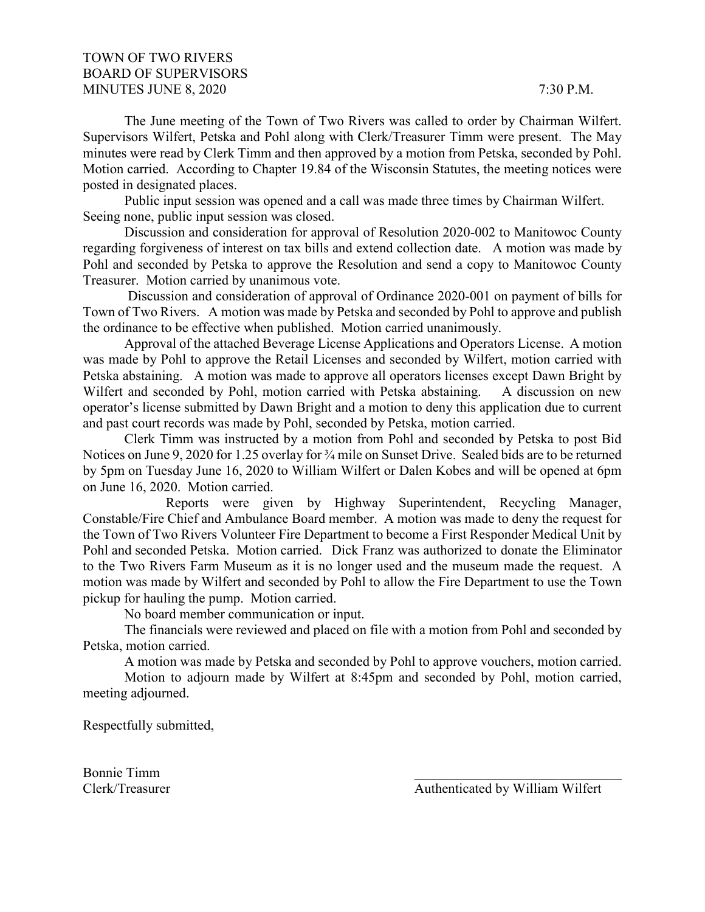TOWN OF TWO RIVERS
BOARD OF SUPERVISORS
MINUTES JUNE 8, 2020 7:30 P.M.

The June meeting of the Town of Two Rivers was called to order by Chairman Wilfert. Supervisors Wilfert, Petska and Pohl along with Clerk/Treasurer Timm were present. The May minutes were read by Clerk Timm and then approved by a motion from Petska, seconded by Pohl. Motion carried. According to Chapter 19.84 of the Wisconsin Statutes, the meeting notices were posted in designated places.

Public input session was opened and a call was made three times by Chairman Wilfert. Seeing none, public input session was closed.

Discussion and consideration for approval of Resolution 2020-002 to Manitowoc County regarding forgiveness of interest on tax bills and extend collection date. A motion was made by Pohl and seconded by Petska to approve the Resolution and send a copy to Manitowoc County Treasurer. Motion carried by unanimous vote.

Discussion and consideration of approval of Ordinance 2020-001 on payment of bills for Town of Two Rivers. A motion was made by Petska and seconded by Pohl to approve and publish the ordinance to be effective when published. Motion carried unanimously.

Approval of the attached Beverage License Applications and Operators License. A motion was made by Pohl to approve the Retail Licenses and seconded by Wilfert, motion carried with Petska abstaining. A motion was made to approve all operators licenses except Dawn Bright by Wilfert and seconded by Pohl, motion carried with Petska abstaining. A discussion on new operator's license submitted by Dawn Bright and a motion to deny this application due to current and past court records was made by Pohl, seconded by Petska, motion carried.

Clerk Timm was instructed by a motion from Pohl and seconded by Petska to post Bid Notices on June 9, 2020 for 1.25 overlay for ¾ mile on Sunset Drive. Sealed bids are to be returned by 5pm on Tuesday June 16, 2020 to William Wilfert or Dalen Kobes and will be opened at 6pm on June 16, 2020. Motion carried.

Reports were given by Highway Superintendent, Recycling Manager, Constable/Fire Chief and Ambulance Board member. A motion was made to deny the request for the Town of Two Rivers Volunteer Fire Department to become a First Responder Medical Unit by Pohl and seconded Petska. Motion carried. Dick Franz was authorized to donate the Eliminator to the Two Rivers Farm Museum as it is no longer used and the museum made the request. A motion was made by Wilfert and seconded by Pohl to allow the Fire Department to use the Town pickup for hauling the pump. Motion carried.

No board member communication or input.

The financials were reviewed and placed on file with a motion from Pohl and seconded by Petska, motion carried.

A motion was made by Petska and seconded by Pohl to approve vouchers, motion carried.

Motion to adjourn made by Wilfert at 8:45pm and seconded by Pohl, motion carried, meeting adjourned.

Respectfully submitted,

Bonnie Timm
Clerk/Treasurer

\_\_\_\_\_\_\_\_\_\_\_\_\_\_\_\_\_\_\_\_\_\_\_\_\_\_\_\_\_\_
Authenticated by William Wilfert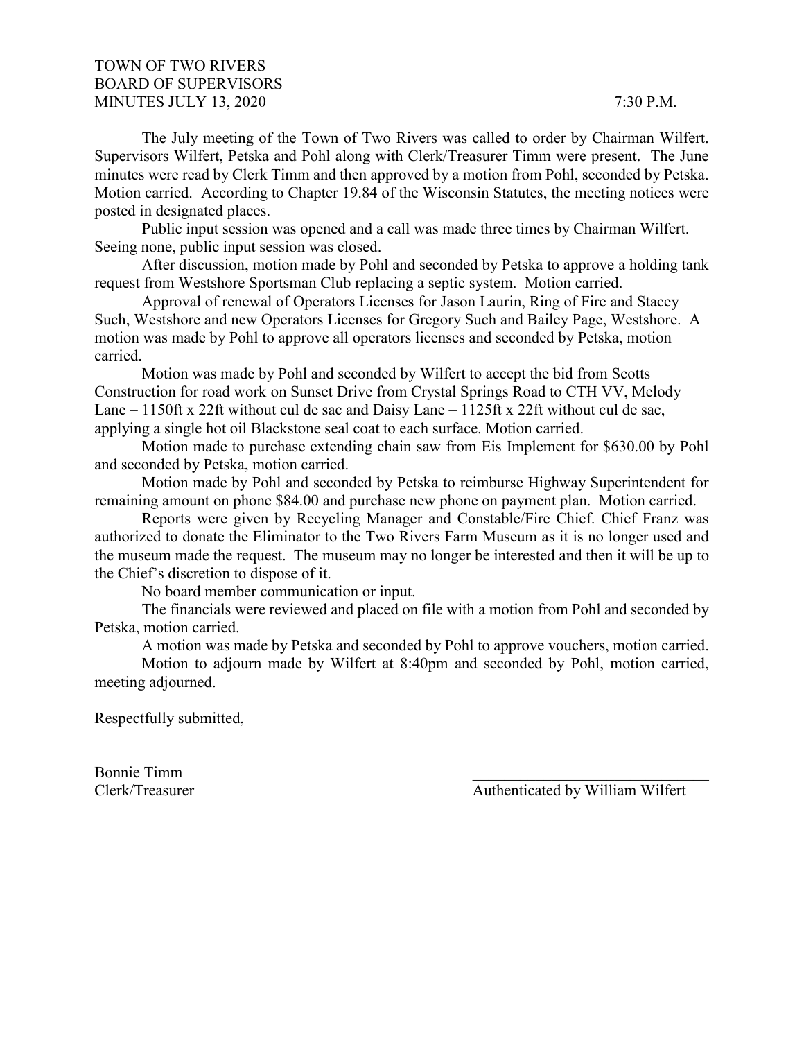TOWN OF TWO RIVERS
BOARD OF SUPERVISORS
MINUTES JULY 13, 2020 7:30 P.M.

The July meeting of the Town of Two Rivers was called to order by Chairman Wilfert. Supervisors Wilfert, Petska and Pohl along with Clerk/Treasurer Timm were present. The June minutes were read by Clerk Timm and then approved by a motion from Pohl, seconded by Petska. Motion carried. According to Chapter 19.84 of the Wisconsin Statutes, the meeting notices were posted in designated places.

Public input session was opened and a call was made three times by Chairman Wilfert. Seeing none, public input session was closed.

After discussion, motion made by Pohl and seconded by Petska to approve a holding tank request from Westshore Sportsman Club replacing a septic system. Motion carried.

Approval of renewal of Operators Licenses for Jason Laurin, Ring of Fire and Stacey Such, Westshore and new Operators Licenses for Gregory Such and Bailey Page, Westshore. A motion was made by Pohl to approve all operators licenses and seconded by Petska, motion carried.

Motion was made by Pohl and seconded by Wilfert to accept the bid from Scotts Construction for road work on Sunset Drive from Crystal Springs Road to CTH VV, Melody Lane – 1150ft x 22ft without cul de sac and Daisy Lane – 1125ft x 22ft without cul de sac, applying a single hot oil Blackstone seal coat to each surface. Motion carried.

Motion made to purchase extending chain saw from Eis Implement for $630.00 by Pohl and seconded by Petska, motion carried.

Motion made by Pohl and seconded by Petska to reimburse Highway Superintendent for remaining amount on phone $84.00 and purchase new phone on payment plan. Motion carried.

Reports were given by Recycling Manager and Constable/Fire Chief. Chief Franz was authorized to donate the Eliminator to the Two Rivers Farm Museum as it is no longer used and the museum made the request. The museum may no longer be interested and then it will be up to the Chief's discretion to dispose of it.

No board member communication or input.

The financials were reviewed and placed on file with a motion from Pohl and seconded by Petska, motion carried.

A motion was made by Petska and seconded by Pohl to approve vouchers, motion carried.

Motion to adjourn made by Wilfert at 8:40pm and seconded by Pohl, motion carried, meeting adjourned.

Respectfully submitted,

Bonnie Timm
Clerk/Treasurer

\_\_\_\_\_\_\_\_\_\_\_\_\_\_\_\_\_\_\_\_\_\_\_\_\_\_\_\_\_\_
Authenticated by William Wilfert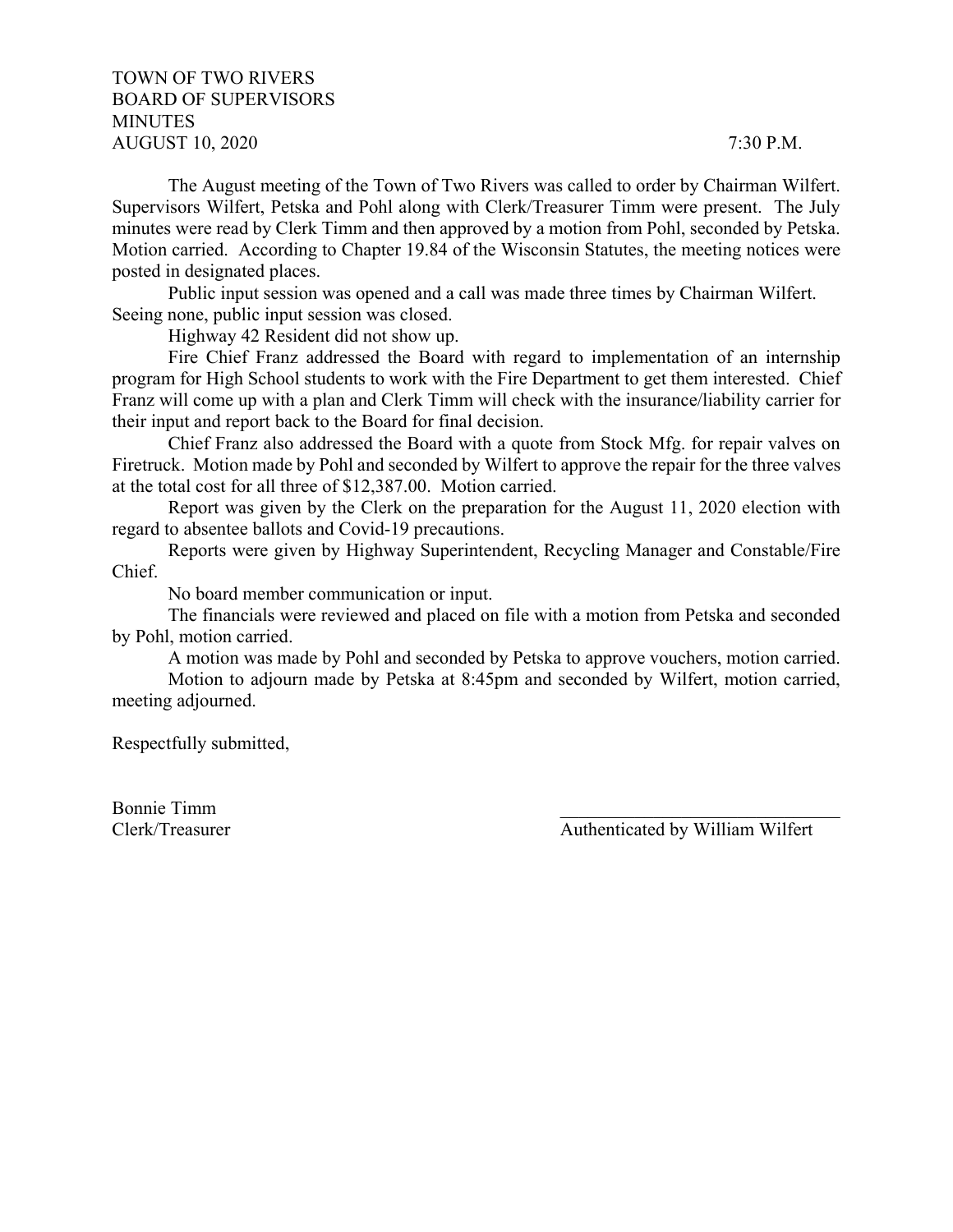TOWN OF TWO RIVERS
BOARD OF SUPERVISORS
MINUTES
AUGUST 10, 2020 7:30 P.M.

The August meeting of the Town of Two Rivers was called to order by Chairman Wilfert. Supervisors Wilfert, Petska and Pohl along with Clerk/Treasurer Timm were present. The July minutes were read by Clerk Timm and then approved by a motion from Pohl, seconded by Petska. Motion carried. According to Chapter 19.84 of the Wisconsin Statutes, the meeting notices were posted in designated places.

Public input session was opened and a call was made three times by Chairman Wilfert. Seeing none, public input session was closed.

Highway 42 Resident did not show up.

Fire Chief Franz addressed the Board with regard to implementation of an internship program for High School students to work with the Fire Department to get them interested. Chief Franz will come up with a plan and Clerk Timm will check with the insurance/liability carrier for their input and report back to the Board for final decision.

Chief Franz also addressed the Board with a quote from Stock Mfg. for repair valves on Firetruck. Motion made by Pohl and seconded by Wilfert to approve the repair for the three valves at the total cost for all three of $12,387.00. Motion carried.

Report was given by the Clerk on the preparation for the August 11, 2020 election with regard to absentee ballots and Covid-19 precautions.

Reports were given by Highway Superintendent, Recycling Manager and Constable/Fire Chief.

No board member communication or input.

The financials were reviewed and placed on file with a motion from Petska and seconded by Pohl, motion carried.

A motion was made by Pohl and seconded by Petska to approve vouchers, motion carried.

Motion to adjourn made by Petska at 8:45pm and seconded by Wilfert, motion carried, meeting adjourned.

Respectfully submitted,

Bonnie Timm
Clerk/Treasurer

______________________________
Authenticated by William Wilfert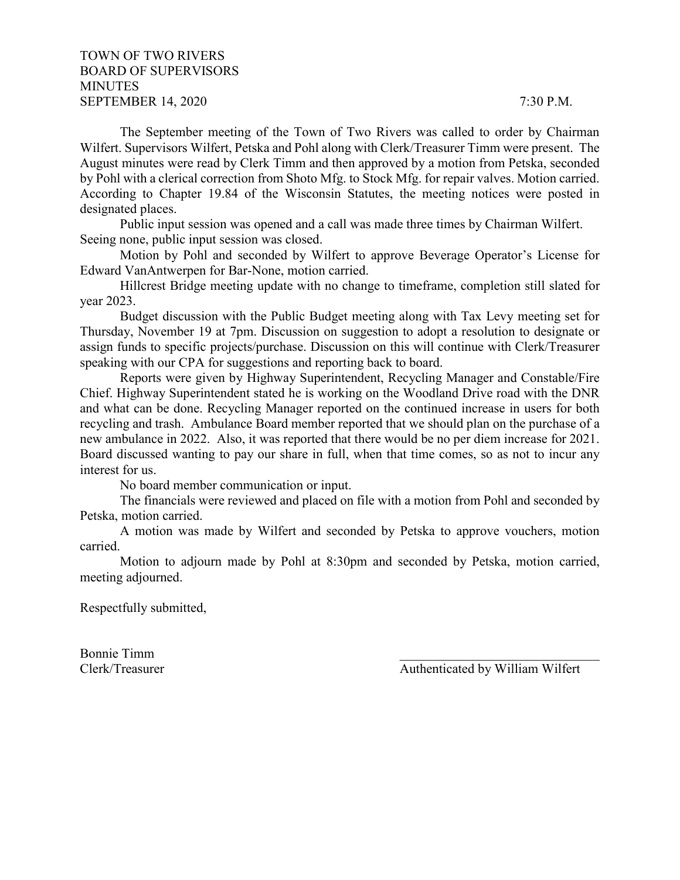TOWN OF TWO RIVERS
BOARD OF SUPERVISORS
MINUTES
SEPTEMBER 14, 2020 7:30 P.M.

The September meeting of the Town of Two Rivers was called to order by Chairman Wilfert. Supervisors Wilfert, Petska and Pohl along with Clerk/Treasurer Timm were present. The August minutes were read by Clerk Timm and then approved by a motion from Petska, seconded by Pohl with a clerical correction from Shoto Mfg. to Stock Mfg. for repair valves. Motion carried. According to Chapter 19.84 of the Wisconsin Statutes, the meeting notices were posted in designated places.

Public input session was opened and a call was made three times by Chairman Wilfert. Seeing none, public input session was closed.

Motion by Pohl and seconded by Wilfert to approve Beverage Operator's License for Edward VanAntwerpen for Bar-None, motion carried.

Hillcrest Bridge meeting update with no change to timeframe, completion still slated for year 2023.

Budget discussion with the Public Budget meeting along with Tax Levy meeting set for Thursday, November 19 at 7pm. Discussion on suggestion to adopt a resolution to designate or assign funds to specific projects/purchase. Discussion on this will continue with Clerk/Treasurer speaking with our CPA for suggestions and reporting back to board.

Reports were given by Highway Superintendent, Recycling Manager and Constable/Fire Chief. Highway Superintendent stated he is working on the Woodland Drive road with the DNR and what can be done. Recycling Manager reported on the continued increase in users for both recycling and trash. Ambulance Board member reported that we should plan on the purchase of a new ambulance in 2022. Also, it was reported that there would be no per diem increase for 2021. Board discussed wanting to pay our share in full, when that time comes, so as not to incur any interest for us.

No board member communication or input.

The financials were reviewed and placed on file with a motion from Pohl and seconded by Petska, motion carried.

A motion was made by Wilfert and seconded by Petska to approve vouchers, motion carried.

Motion to adjourn made by Pohl at 8:30pm and seconded by Petska, motion carried, meeting adjourned.

Respectfully submitted,

Bonnie Timm
Clerk/Treasurer

_______________________________
Authenticated by William Wilfert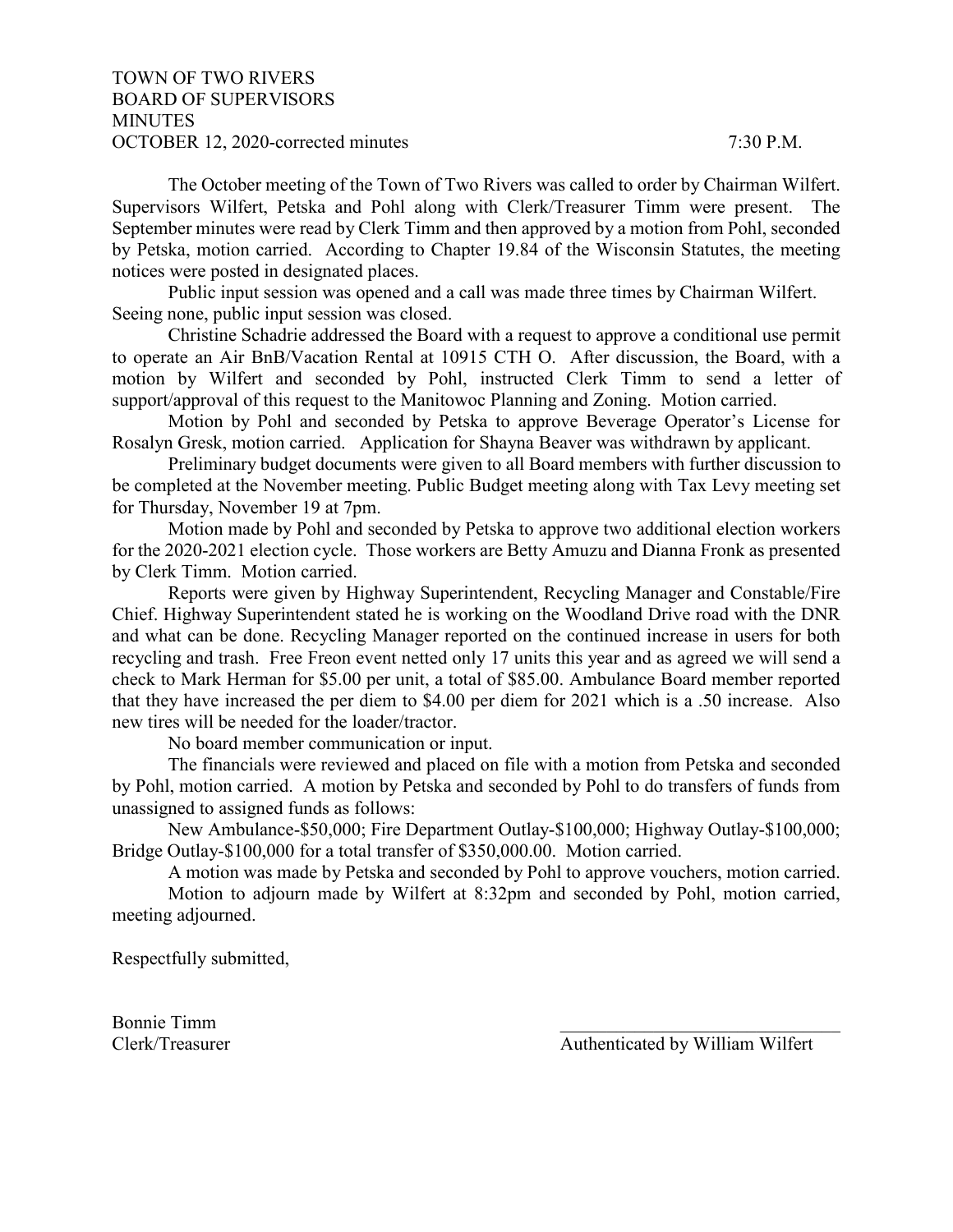TOWN OF TWO RIVERS
BOARD OF SUPERVISORS
MINUTES
OCTOBER 12, 2020-corrected minutes 7:30 P.M.

The October meeting of the Town of Two Rivers was called to order by Chairman Wilfert. Supervisors Wilfert, Petska and Pohl along with Clerk/Treasurer Timm were present. The September minutes were read by Clerk Timm and then approved by a motion from Pohl, seconded by Petska, motion carried. According to Chapter 19.84 of the Wisconsin Statutes, the meeting notices were posted in designated places.

Public input session was opened and a call was made three times by Chairman Wilfert. Seeing none, public input session was closed.

Christine Schadrie addressed the Board with a request to approve a conditional use permit to operate an Air BnB/Vacation Rental at 10915 CTH O. After discussion, the Board, with a motion by Wilfert and seconded by Pohl, instructed Clerk Timm to send a letter of support/approval of this request to the Manitowoc Planning and Zoning. Motion carried.

Motion by Pohl and seconded by Petska to approve Beverage Operator's License for Rosalyn Gresk, motion carried. Application for Shayna Beaver was withdrawn by applicant.

Preliminary budget documents were given to all Board members with further discussion to be completed at the November meeting. Public Budget meeting along with Tax Levy meeting set for Thursday, November 19 at 7pm.

Motion made by Pohl and seconded by Petska to approve two additional election workers for the 2020-2021 election cycle. Those workers are Betty Amuzu and Dianna Fronk as presented by Clerk Timm. Motion carried.

Reports were given by Highway Superintendent, Recycling Manager and Constable/Fire Chief. Highway Superintendent stated he is working on the Woodland Drive road with the DNR and what can be done. Recycling Manager reported on the continued increase in users for both recycling and trash. Free Freon event netted only 17 units this year and as agreed we will send a check to Mark Herman for $5.00 per unit, a total of $85.00. Ambulance Board member reported that they have increased the per diem to $4.00 per diem for 2021 which is a .50 increase. Also new tires will be needed for the loader/tractor.

No board member communication or input.

The financials were reviewed and placed on file with a motion from Petska and seconded by Pohl, motion carried. A motion by Petska and seconded by Pohl to do transfers of funds from unassigned to assigned funds as follows:

New Ambulance-$50,000; Fire Department Outlay-$100,000; Highway Outlay-$100,000; Bridge Outlay-$100,000 for a total transfer of $350,000.00. Motion carried.

A motion was made by Petska and seconded by Pohl to approve vouchers, motion carried.

Motion to adjourn made by Wilfert at 8:32pm and seconded by Pohl, motion carried, meeting adjourned.

Respectfully submitted,

Bonnie Timm
Clerk/Treasurer

\_\_\_\_\_\_\_\_\_\_\_\_\_\_\_\_\_\_\_\_\_\_\_\_\_\_\_\_\_\_
Authenticated by William Wilfert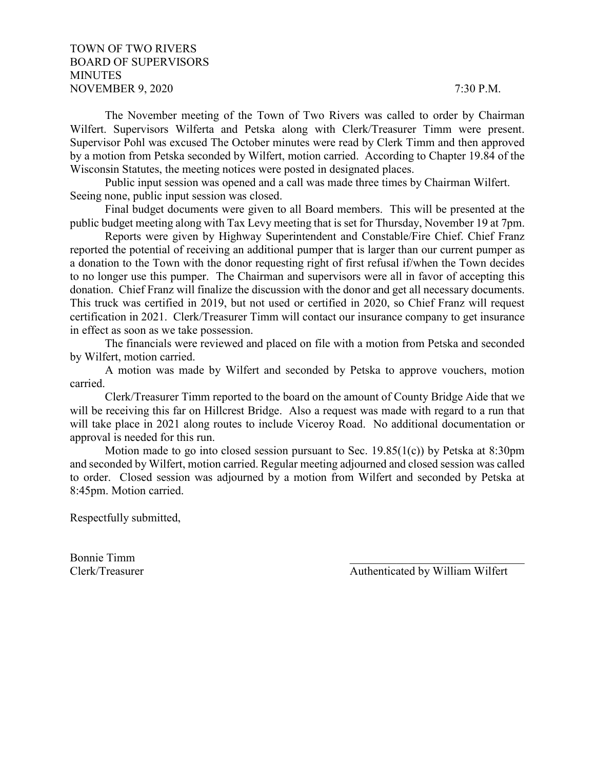TOWN OF TWO RIVERS
BOARD OF SUPERVISORS
MINUTES
NOVEMBER 9, 2020 7:30 P.M.

The November meeting of the Town of Two Rivers was called to order by Chairman Wilfert. Supervisors Wilferta and Petska along with Clerk/Treasurer Timm were present. Supervisor Pohl was excused The October minutes were read by Clerk Timm and then approved by a motion from Petska seconded by Wilfert, motion carried. According to Chapter 19.84 of the Wisconsin Statutes, the meeting notices were posted in designated places.

Public input session was opened and a call was made three times by Chairman Wilfert. Seeing none, public input session was closed.

Final budget documents were given to all Board members. This will be presented at the public budget meeting along with Tax Levy meeting that is set for Thursday, November 19 at 7pm.

Reports were given by Highway Superintendent and Constable/Fire Chief. Chief Franz reported the potential of receiving an additional pumper that is larger than our current pumper as a donation to the Town with the donor requesting right of first refusal if/when the Town decides to no longer use this pumper. The Chairman and supervisors were all in favor of accepting this donation. Chief Franz will finalize the discussion with the donor and get all necessary documents. This truck was certified in 2019, but not used or certified in 2020, so Chief Franz will request certification in 2021. Clerk/Treasurer Timm will contact our insurance company to get insurance in effect as soon as we take possession.

The financials were reviewed and placed on file with a motion from Petska and seconded by Wilfert, motion carried.

A motion was made by Wilfert and seconded by Petska to approve vouchers, motion carried.

Clerk/Treasurer Timm reported to the board on the amount of County Bridge Aide that we will be receiving this far on Hillcrest Bridge. Also a request was made with regard to a run that will take place in 2021 along routes to include Viceroy Road. No additional documentation or approval is needed for this run.

Motion made to go into closed session pursuant to Sec. 19.85(1(c)) by Petska at 8:30pm and seconded by Wilfert, motion carried. Regular meeting adjourned and closed session was called to order. Closed session was adjourned by a motion from Wilfert and seconded by Petska at 8:45pm. Motion carried.

Respectfully submitted,

Bonnie Timm
Clerk/Treasurer

\_\_\_\_\_\_\_\_\_\_\_\_\_\_\_\_\_\_\_\_\_\_\_\_\_\_\_\_\_\_
Authenticated by William Wilfert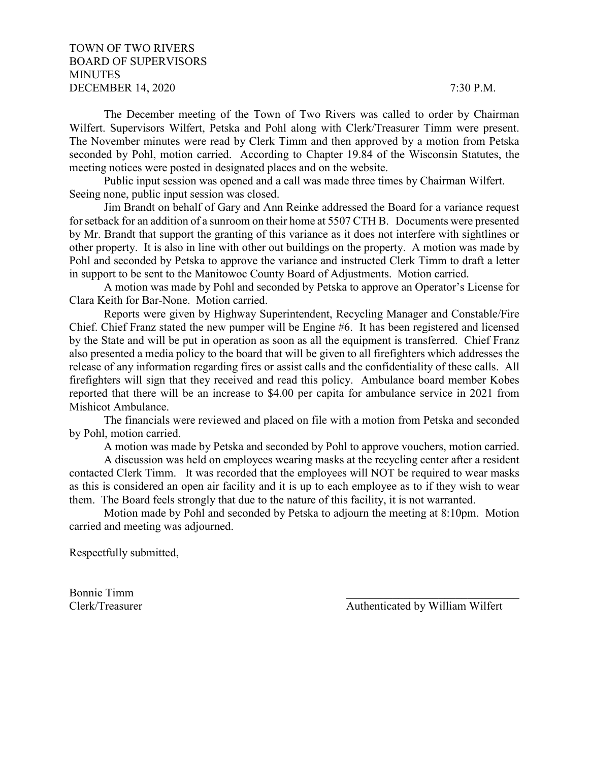TOWN OF TWO RIVERS
BOARD OF SUPERVISORS
MINUTES
DECEMBER 14, 2020 7:30 P.M.

The December meeting of the Town of Two Rivers was called to order by Chairman Wilfert. Supervisors Wilfert, Petska and Pohl along with Clerk/Treasurer Timm were present. The November minutes were read by Clerk Timm and then approved by a motion from Petska seconded by Pohl, motion carried. According to Chapter 19.84 of the Wisconsin Statutes, the meeting notices were posted in designated places and on the website.

Public input session was opened and a call was made three times by Chairman Wilfert. Seeing none, public input session was closed.

Jim Brandt on behalf of Gary and Ann Reinke addressed the Board for a variance request for setback for an addition of a sunroom on their home at 5507 CTH B. Documents were presented by Mr. Brandt that support the granting of this variance as it does not interfere with sightlines or other property. It is also in line with other out buildings on the property. A motion was made by Pohl and seconded by Petska to approve the variance and instructed Clerk Timm to draft a letter in support to be sent to the Manitowoc County Board of Adjustments. Motion carried.

A motion was made by Pohl and seconded by Petska to approve an Operator's License for Clara Keith for Bar-None. Motion carried.

Reports were given by Highway Superintendent, Recycling Manager and Constable/Fire Chief. Chief Franz stated the new pumper will be Engine #6. It has been registered and licensed by the State and will be put in operation as soon as all the equipment is transferred. Chief Franz also presented a media policy to the board that will be given to all firefighters which addresses the release of any information regarding fires or assist calls and the confidentiality of these calls. All firefighters will sign that they received and read this policy. Ambulance board member Kobes reported that there will be an increase to $4.00 per capita for ambulance service in 2021 from Mishicot Ambulance.

The financials were reviewed and placed on file with a motion from Petska and seconded by Pohl, motion carried.

A motion was made by Petska and seconded by Pohl to approve vouchers, motion carried.

A discussion was held on employees wearing masks at the recycling center after a resident contacted Clerk Timm. It was recorded that the employees will NOT be required to wear masks as this is considered an open air facility and it is up to each employee as to if they wish to wear them. The Board feels strongly that due to the nature of this facility, it is not warranted.

Motion made by Pohl and seconded by Petska to adjourn the meeting at 8:10pm. Motion carried and meeting was adjourned.

Respectfully submitted,

Bonnie Timm
Clerk/Treasurer

\_\_\_\_\_\_\_\_\_\_\_\_\_\_\_\_\_\_\_\_\_\_\_\_\_\_\_\_\_\_
Authenticated by William Wilfert